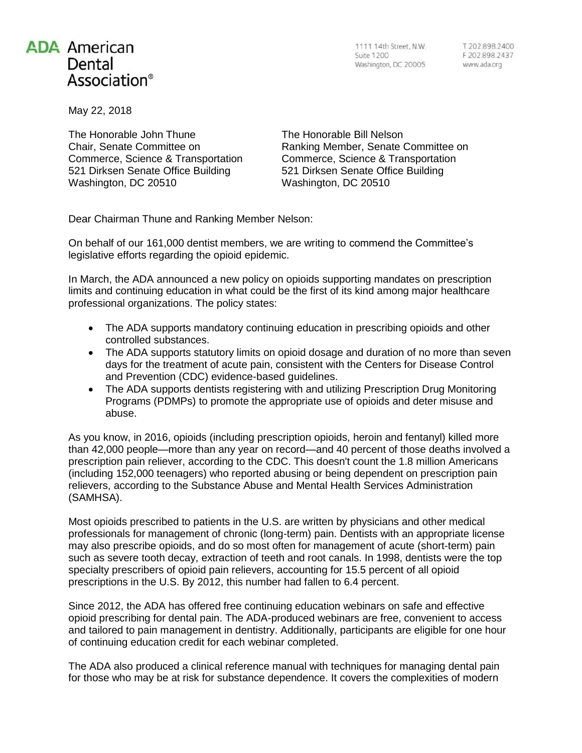**ADA** American Dental Association®

1111 14th Street, N.W.
Suite 1200
Washington, DC 20005

T 202.898.2400
F 202.898.2437
www.ada.org

May 22, 2018

The Honorable John Thune
Chair, Senate Committee on
Commerce, Science & Transportation
521 Dirksen Senate Office Building
Washington, DC 20510

The Honorable Bill Nelson
Ranking Member, Senate Committee on
Commerce, Science & Transportation
521 Dirksen Senate Office Building
Washington, DC 20510

Dear Chairman Thune and Ranking Member Nelson:

On behalf of our 161,000 dentist members, we are writing to commend the Committee's legislative efforts regarding the opioid epidemic.

In March, the ADA announced a new policy on opioids supporting mandates on prescription limits and continuing education in what could be the first of its kind among major healthcare professional organizations. The policy states:

- The ADA supports mandatory continuing education in prescribing opioids and other controlled substances.
- The ADA supports statutory limits on opioid dosage and duration of no more than seven days for the treatment of acute pain, consistent with the Centers for Disease Control and Prevention (CDC) evidence-based guidelines.
- The ADA supports dentists registering with and utilizing Prescription Drug Monitoring Programs (PDMPs) to promote the appropriate use of opioids and deter misuse and abuse.

As you know, in 2016, opioids (including prescription opioids, heroin and fentanyl) killed more than 42,000 people—more than any year on record—and 40 percent of those deaths involved a prescription pain reliever, according to the CDC. This doesn't count the 1.8 million Americans (including 152,000 teenagers) who reported abusing or being dependent on prescription pain relievers, according to the Substance Abuse and Mental Health Services Administration (SAMHSA).

Most opioids prescribed to patients in the U.S. are written by physicians and other medical professionals for management of chronic (long-term) pain. Dentists with an appropriate license may also prescribe opioids, and do so most often for management of acute (short-term) pain such as severe tooth decay, extraction of teeth and root canals. In 1998, dentists were the top specialty prescribers of opioid pain relievers, accounting for 15.5 percent of all opioid prescriptions in the U.S. By 2012, this number had fallen to 6.4 percent.

Since 2012, the ADA has offered free continuing education webinars on safe and effective opioid prescribing for dental pain. The ADA-produced webinars are free, convenient to access and tailored to pain management in dentistry. Additionally, participants are eligible for one hour of continuing education credit for each webinar completed.

The ADA also produced a clinical reference manual with techniques for managing dental pain for those who may be at risk for substance dependence. It covers the complexities of modern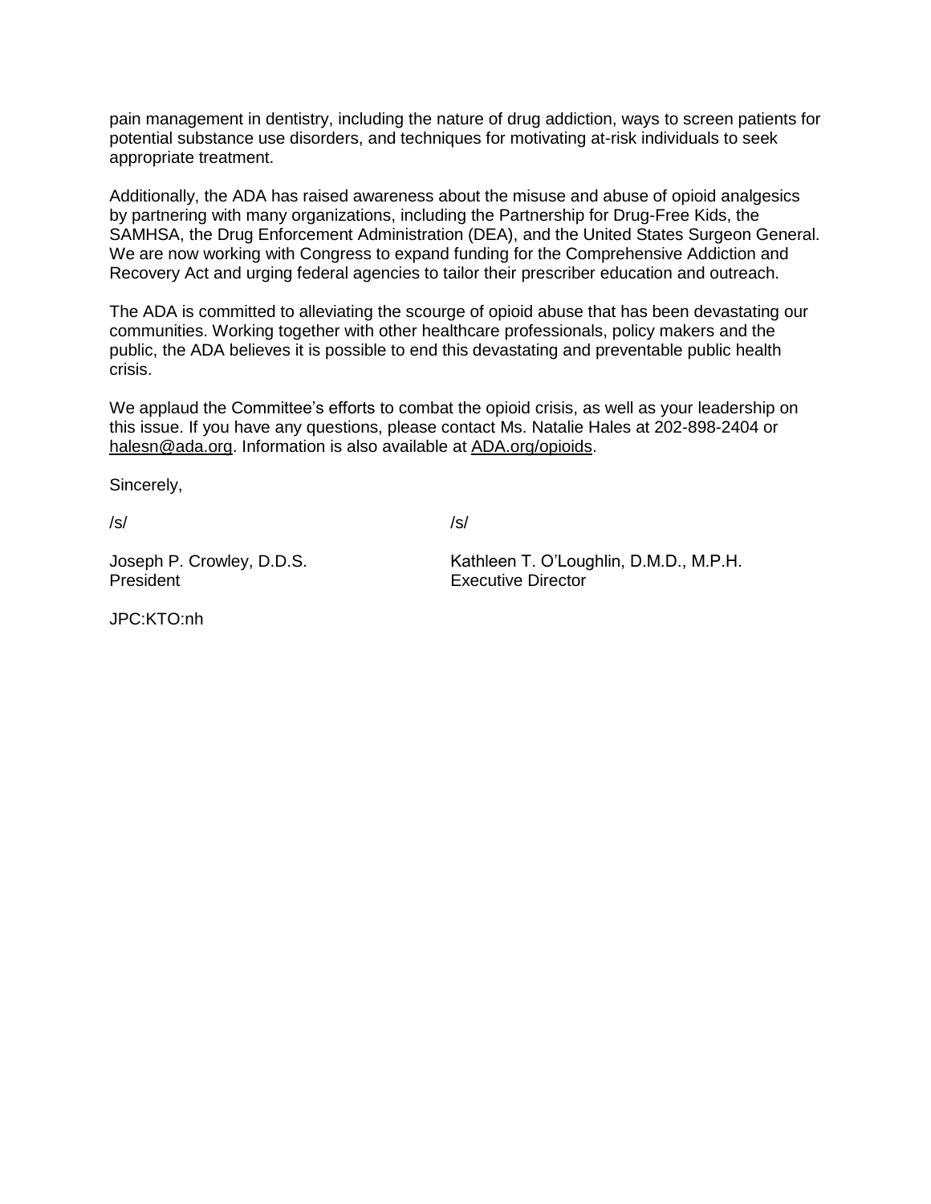pain management in dentistry, including the nature of drug addiction, ways to screen patients for potential substance use disorders, and techniques for motivating at-risk individuals to seek appropriate treatment.

Additionally, the ADA has raised awareness about the misuse and abuse of opioid analgesics by partnering with many organizations, including the Partnership for Drug-Free Kids, the SAMHSA, the Drug Enforcement Administration (DEA), and the United States Surgeon General. We are now working with Congress to expand funding for the Comprehensive Addiction and Recovery Act and urging federal agencies to tailor their prescriber education and outreach.

The ADA is committed to alleviating the scourge of opioid abuse that has been devastating our communities. Working together with other healthcare professionals, policy makers and the public, the ADA believes it is possible to end this devastating and preventable public health crisis.

We applaud the Committee's efforts to combat the opioid crisis, as well as your leadership on this issue. If you have any questions, please contact Ms. Natalie Hales at 202-898-2404 or halesn@ada.org. Information is also available at ADA.org/opioids.

Sincerely,

/s/

Joseph P. Crowley, D.D.S.
President

/s/

Kathleen T. O'Loughlin, D.M.D., M.P.H.
Executive Director

JPC:KTO:nh